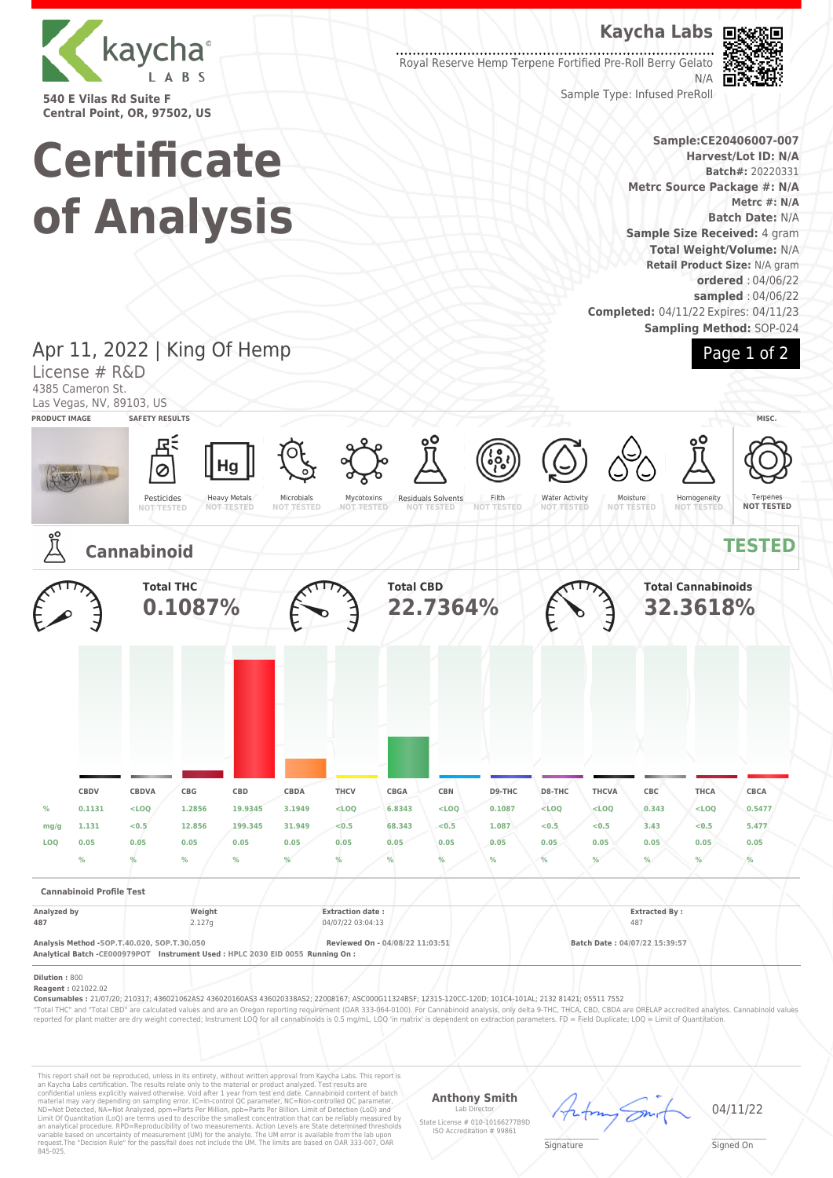kaycha LABS

540 E Vilas Rd Suite F
Central Point, OR, 97502, US

# Certificate of Analysis

**Kaycha Labs**

Royal Reserve Hemp Terpene Fortified Pre-Roll Berry Gelato
N/A
Sample Type: Infused PreRoll

**Sample:CE20406007-007**
**Harvest/Lot ID: N/A**
**Batch#:** 20220331
**Metrc Source Package #: N/A**
**Metrc #: N/A**
**Batch Date:** N/A
**Sample Size Received:** 4 gram
**Total Weight/Volume:** N/A
**Retail Product Size:** N/A gram
**ordered** : 04/06/22
**sampled** : 04/06/22
**Completed:** 04/11/22 Expires: 04/11/23
**Sampling Method:** SOP-024

## Apr 11, 2022 | King Of Hemp

License # R&D
4385 Cameron St.
Las Vegas, NV, 89103, US

PRODUCT IMAGE | SAFETY RESULTS | MISC.

| Pesticides | Heavy Metals | Microbials | Mycotoxins | Residuals Solvents | Filth | Water Activity | Moisture | Homogeneity | Terpenes |
|---|---|---|---|---|---|---|---|---|---|
| NOT TESTED | NOT TESTED | NOT TESTED | NOT TESTED | NOT TESTED | NOT TESTED | NOT TESTED | NOT TESTED | NOT TESTED | NOT TESTED |

## Cannabinoid — TESTED

**Total THC** 0.1087%
**Total CBD** 22.7364%
**Total Cannabinoids** 32.3618%

| | CBDV | CBDVA | CBG | CBD | CBDA | THCV | CBGA | CBN | D9-THC | D8-THC | THCVA | CBC | THCA | CBCA |
|---|---|---|---|---|---|---|---|---|---|---|---|---|---|---|
| % | 0.1131 | <LOQ | 1.2856 | 19.9345 | 3.1949 | <LOQ | 6.8343 | <LOQ | 0.1087 | <LOQ | <LOQ | 0.343 | <LOQ | 0.5477 |
| mg/g | 1.131 | <0.5 | 12.856 | 199.345 | 31.949 | <0.5 | 68.343 | <0.5 | 1.087 | <0.5 | <0.5 | 3.43 | <0.5 | 5.477 |
| LOQ | 0.05 | 0.05 | 0.05 | 0.05 | 0.05 | 0.05 | 0.05 | 0.05 | 0.05 | 0.05 | 0.05 | 0.05 | 0.05 | 0.05 |
| | % | % | % | % | % | % | % | % | % | % | % | % | % | % |

**Cannabinoid Profile Test**

| Analyzed by | Weight | Extraction date : | Extracted By : |
|---|---|---|---|
| 487 | 2.127g | 04/07/22 03:04:13 | 487 |

**Analysis Method** -SOP.T.40.020, SOP.T.30.050 — **Reviewed On** - 04/08/22 11:03:51 — **Batch Date :** 04/07/22 15:39:57
**Analytical Batch** -CE000979POT **Instrument Used :** HPLC 2030 EID 0055 **Running On :**

**Dilution :** 800
**Reagent :** 021022.02
**Consumables :** 21/07/20; 210317; 436021062AS2 436020160AS3 436020338AS2; 22008167; ASC000G11324BSF; 12315-120CC-120D; 101C4-101AL; 2132 81421; 05511 7552

"Total THC" and "Total CBD" are calculated values and are an Oregon reporting requirement (OAR 333-064-0100). For Cannabinoid analysis, only delta 9-THC, THCA, CBD, CBDA are ORELAP accredited analytes. Cannabinoid values reported for plant matter are dry weight corrected; Instrument LOQ for all cannabinoids is 0.5 mg/mL, LOQ 'in matrix' is dependent on extraction parameters. FD = Field Duplicate; LOQ = Limit of Quantitation.

This report shall not be reproduced, in its entirety, without written approval from Kaycha Labs. This report is an Kaycha Labs certification. The results relate only to the material or product analyzed. Test results are confidential unless explicitly waived otherwise. Void after 1 year from test end date. Cannabinoid content of batch material may vary depending on sampling error. IC=In-control QC parameter, NC=Non-controlled QC parameter, ND=Not Detected, NA=Not Analyzed, ppm=Parts Per Million, ppb=Parts Per Billion. Limit of Detection (LoD) and Limit Of Quantitation (LoQ) are terms used to describe the smallest concentration that can be reliably measured by an analytical procedure. RPD=Reproducibility of two measurements. Action Levels are State determined thresholds variable based on uncertainty of measurement (UM) for the analyte. The UM error is available from the lab upon request.The "Decision Rule" for the pass/fail does not include the UM. The limits are based on OAR 333-007, OAR 845-025.

**Anthony Smith**
Lab Director
State License # 010-10166277B9D
ISO Accreditation # 99861

Signature

04/11/22
Signed On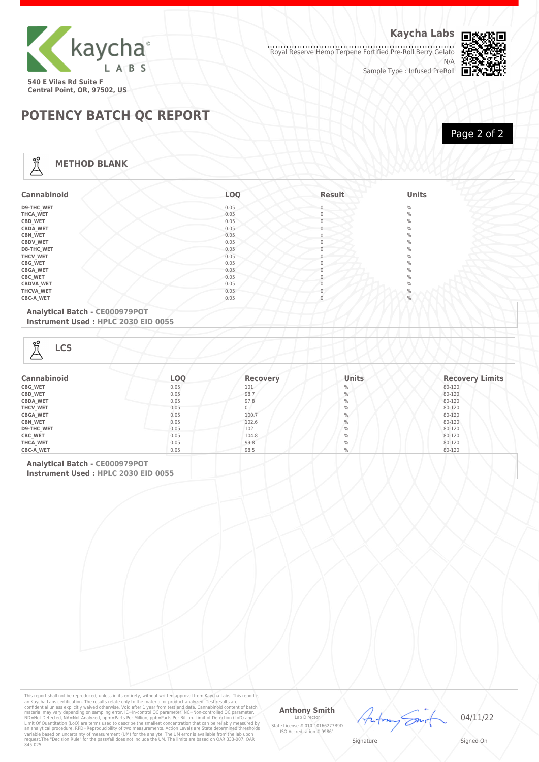Kaycha Labs

Royal Reserve Hemp Terpene Fortified Pre-Roll Berry Gelato
N/A
Sample Type : Infused PreRoll

540 E Vilas Rd Suite F
Central Point, OR, 97502, US

# POTENCY BATCH QC REPORT

## METHOD BLANK

| Cannabinoid | LOQ | Result | Units |
|---|---|---|---|
| D9-THC_WET | 0.05 | 0 | % |
| THCA_WET | 0.05 | 0 | % |
| CBD_WET | 0.05 | 0 | % |
| CBDA_WET | 0.05 | 0 | % |
| CBN_WET | 0.05 | 0 | % |
| CBDV_WET | 0.05 | 0 | % |
| D8-THC_WET | 0.05 | 0 | % |
| THCV_WET | 0.05 | 0 | % |
| CBG_WET | 0.05 | 0 | % |
| CBGA_WET | 0.05 | 0 | % |
| CBC_WET | 0.05 | 0 | % |
| CBDVA_WET | 0.05 | 0 | % |
| THCVA_WET | 0.05 | 0 | % |
| CBC-A_WET | 0.05 | 0 | % |

**Analytical Batch -** CE000979POT
**Instrument Used :** HPLC 2030 EID 0055

## LCS

| Cannabinoid | LOQ | Recovery | Units | Recovery Limits |
|---|---|---|---|---|
| CBG_WET | 0.05 | 101 | % | 80-120 |
| CBD_WET | 0.05 | 98.7 | % | 80-120 |
| CBDA_WET | 0.05 | 97.8 | % | 80-120 |
| THCV_WET | 0.05 | 0 | % | 80-120 |
| CBGA_WET | 0.05 | 100.7 | % | 80-120 |
| CBN_WET | 0.05 | 102.6 | % | 80-120 |
| D9-THC_WET | 0.05 | 102 | % | 80-120 |
| CBC_WET | 0.05 | 104.8 | % | 80-120 |
| THCA_WET | 0.05 | 99.8 | % | 80-120 |
| CBC-A_WET | 0.05 | 98.5 | % | 80-120 |

**Analytical Batch -** CE000979POT
**Instrument Used :** HPLC 2030 EID 0055

This report shall not be reproduced, unless in its entirety, without written approval from Kaycha Labs. This report is an Kaycha Labs certification. The results relate only to the material or product analyzed. Test results are confidential unless explicitly waived otherwise. Void after 1 year from test end date. Cannabinoid content of batch material may vary depending on sampling error. IC=In-control QC parameter, NC=Non-controlled QC parameter, ND=Not Detected, NA=Not Analyzed, ppm=Parts Per Million, ppb=Parts Per Billion. Limit of Detection (LoD) and Limit Of Quantitation (LoQ) are terms used to describe the smallest concentration that can be reliably measured by an analytical procedure. RPD=Reproducibility of two measurements. Action Levels are State determined thresholds variable based on uncertainty of measurement (UM) for the analyte. The UM error is available from the lab upon request.The "Decision Rule" for the pass/fail does not include the UM. The limits are based on OAR 333-007, OAR 845-025.

**Anthony Smith**
Lab Director
State License # 010-10166277B9D
ISO Accreditation # 99861

Signature

04/11/22
Signed On